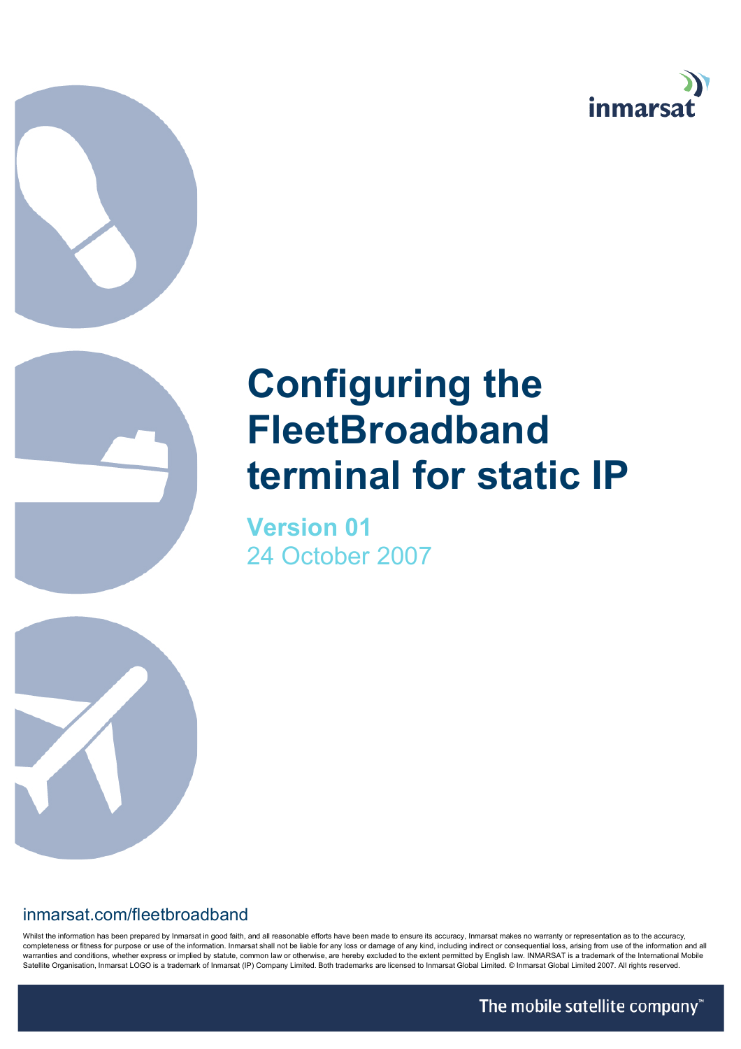inmarsat

# Configuring the FleetBroadband terminal for static IP

**Version 01**

24 October 2007

inmarsat.com/fleetbroadband

Whilst the information has been prepared by Inmarsat in good faith, and all reasonable efforts have been made to ensure its accuracy, Inmarsat makes no warranty or representation as to the accuracy, completeness or fitness for purpose or use of the information. Inmarsat shall not be liable for any loss or damage of any kind, including indirect or consequential loss, arising from use of the information and all warranties and conditions, whether express or implied by statute, common law or otherwise, are hereby excluded to the extent permitted by English law. INMARSAT is a trademark of the International Mobile Satellite Organisation, Inmarsat LOGO is a trademark of Inmarsat (IP) Company Limited. Both trademarks are licensed to Inmarsat Global Limited. © Inmarsat Global Limited 2007. All rights reserved.

The mobile satellite company™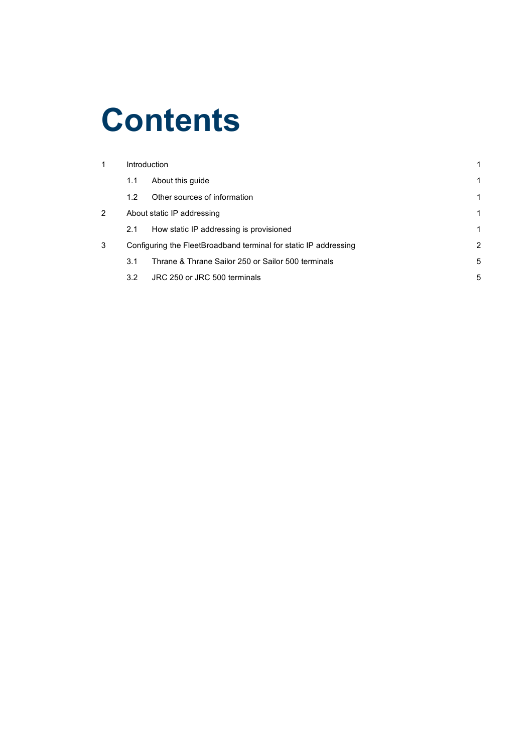# Contents

| | | |
|---|---|---|
| 1 | Introduction | 1 |
| 1.1 | About this guide | 1 |
| 1.2 | Other sources of information | 1 |
| 2 | About static IP addressing | 1 |
| 2.1 | How static IP addressing is provisioned | 1 |
| 3 | Configuring the FleetBroadband terminal for static IP addressing | 2 |
| 3.1 | Thrane & Thrane Sailor 250 or Sailor 500 terminals | 5 |
| 3.2 | JRC 250 or JRC 500 terminals | 5 |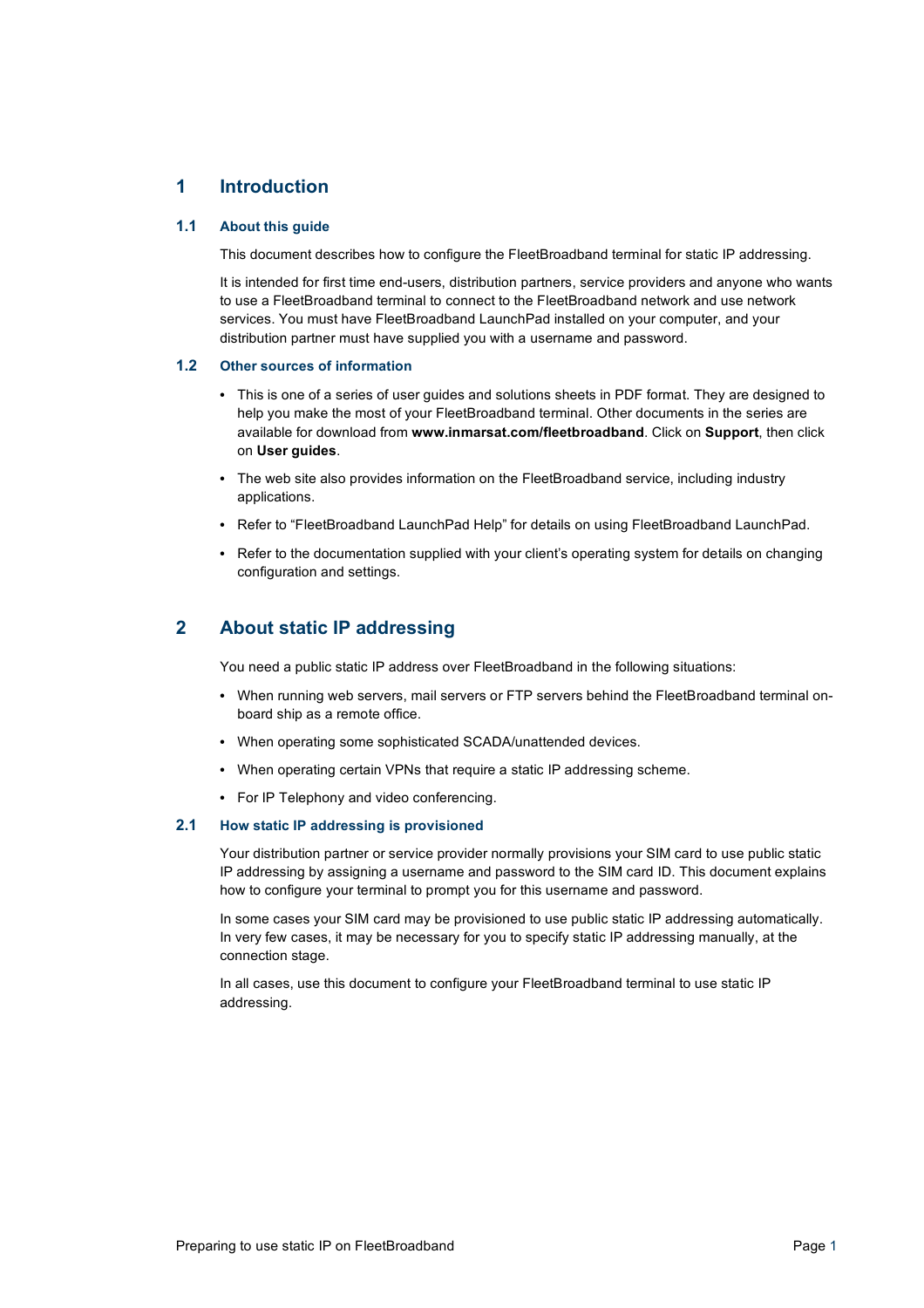# 1 Introduction

## 1.1 About this guide

This document describes how to configure the FleetBroadband terminal for static IP addressing.

It is intended for first time end-users, distribution partners, service providers and anyone who wants to use a FleetBroadband terminal to connect to the FleetBroadband network and use network services. You must have FleetBroadband LaunchPad installed on your computer, and your distribution partner must have supplied you with a username and password.

## 1.2 Other sources of information

- This is one of a series of user guides and solutions sheets in PDF format. They are designed to help you make the most of your FleetBroadband terminal. Other documents in the series are available for download from **www.inmarsat.com/fleetbroadband**. Click on **Support**, then click on **User guides**.
- The web site also provides information on the FleetBroadband service, including industry applications.
- Refer to "FleetBroadband LaunchPad Help" for details on using FleetBroadband LaunchPad.
- Refer to the documentation supplied with your client's operating system for details on changing configuration and settings.

# 2 About static IP addressing

You need a public static IP address over FleetBroadband in the following situations:

- When running web servers, mail servers or FTP servers behind the FleetBroadband terminal on-board ship as a remote office.
- When operating some sophisticated SCADA/unattended devices.
- When operating certain VPNs that require a static IP addressing scheme.
- For IP Telephony and video conferencing.

## 2.1 How static IP addressing is provisioned

Your distribution partner or service provider normally provisions your SIM card to use public static IP addressing by assigning a username and password to the SIM card ID. This document explains how to configure your terminal to prompt you for this username and password.

In some cases your SIM card may be provisioned to use public static IP addressing automatically. In very few cases, it may be necessary for you to specify static IP addressing manually, at the connection stage.

In all cases, use this document to configure your FleetBroadband terminal to use static IP addressing.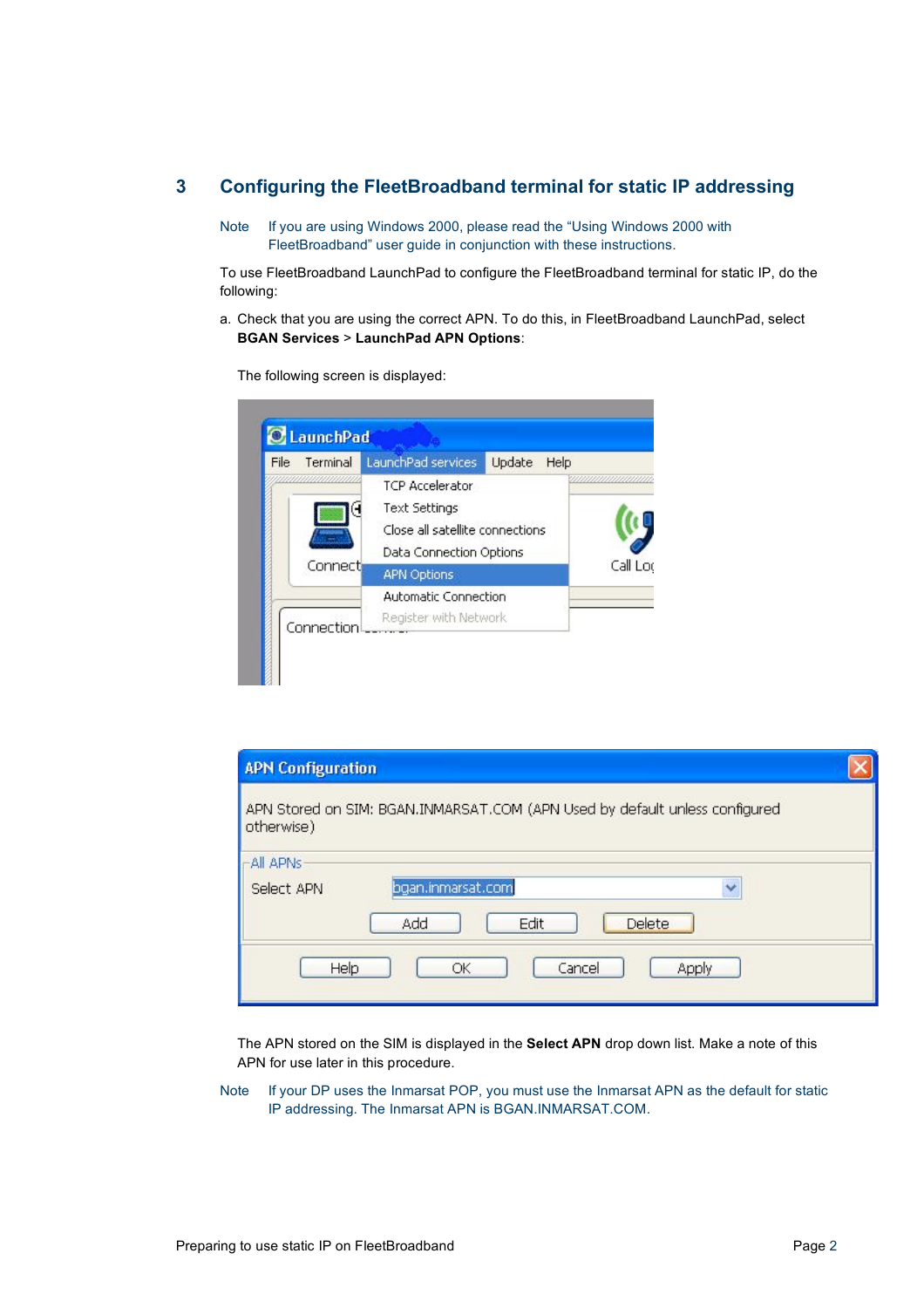## 3 Configuring the FleetBroadband terminal for static IP addressing

Note If you are using Windows 2000, please read the “Using Windows 2000 with FleetBroadband” user guide in conjunction with these instructions.

To use FleetBroadband LaunchPad to configure the FleetBroadband terminal for static IP, do the following:

a. Check that you are using the correct APN. To do this, in FleetBroadband LaunchPad, select **BGAN Services** > **LaunchPad APN Options**:

   The following screen is displayed:

   The APN stored on the SIM is displayed in the **Select APN** drop down list. Make a note of this APN for use later in this procedure.

Note If your DP uses the Inmarsat POP, you must use the Inmarsat APN as the default for static IP addressing. The Inmarsat APN is BGAN.INMARSAT.COM.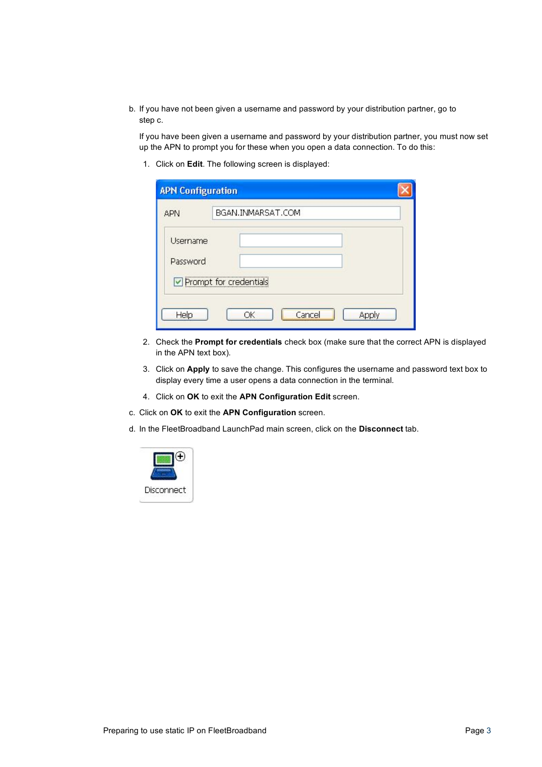b. If you have not been given a username and password by your distribution partner, go to step c.

   If you have been given a username and password by your distribution partner, you must now set up the APN to prompt you for these when you open a data connection. To do this:

   1. Click on **Edit**. The following screen is displayed:

   2. Check the **Prompt for credentials** check box (make sure that the correct APN is displayed in the APN text box).

   3. Click on **Apply** to save the change. This configures the username and password text box to display every time a user opens a data connection in the terminal.

   4. Click on **OK** to exit the **APN Configuration Edit** screen.

c. Click on **OK** to exit the **APN Configuration** screen.

d. In the FleetBroadband LaunchPad main screen, click on the **Disconnect** tab.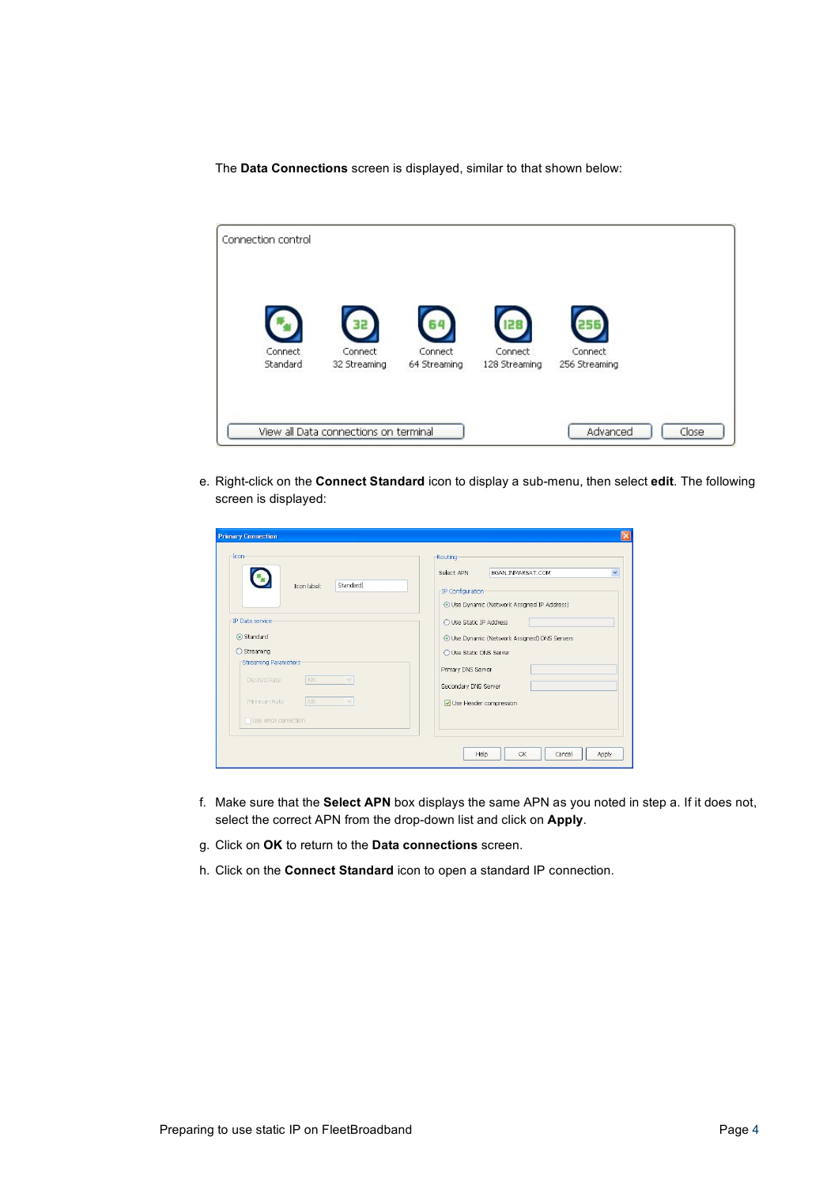The **Data Connections** screen is displayed, similar to that shown below:

e. Right-click on the **Connect Standard** icon to display a sub-menu, then select **edit**. The following screen is displayed:

f. Make sure that the **Select APN** box displays the same APN as you noted in step a. If it does not, select the correct APN from the drop-down list and click on **Apply**.

g. Click on **OK** to return to the **Data connections** screen.

h. Click on the **Connect Standard** icon to open a standard IP connection.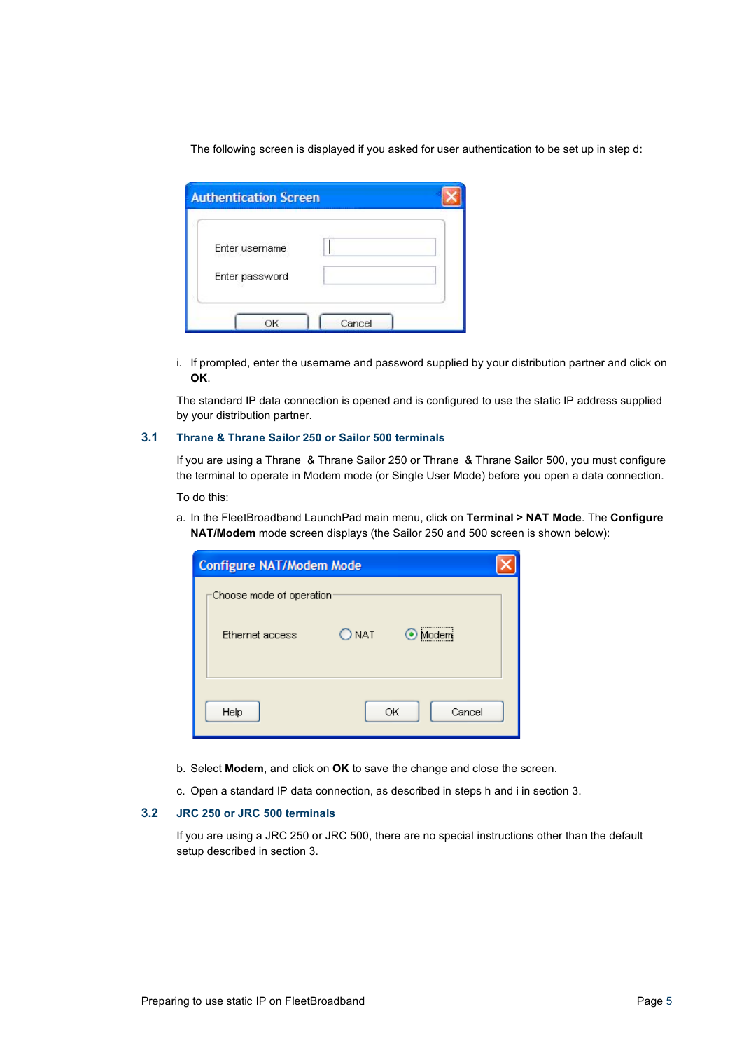The following screen is displayed if you asked for user authentication to be set up in step d:

i. If prompted, enter the username and password supplied by your distribution partner and click on **OK**.

The standard IP data connection is opened and is configured to use the static IP address supplied by your distribution partner.

## 3.1 Thrane & Thrane Sailor 250 or Sailor 500 terminals

If you are using a Thrane & Thrane Sailor 250 or Thrane & Thrane Sailor 500, you must configure the terminal to operate in Modem mode (or Single User Mode) before you open a data connection.

To do this:

a. In the FleetBroadband LaunchPad main menu, click on **Terminal > NAT Mode**. The **Configure NAT/Modem** mode screen displays (the Sailor 250 and 500 screen is shown below):

b. Select **Modem**, and click on **OK** to save the change and close the screen.

c. Open a standard IP data connection, as described in steps h and i in section 3.

## 3.2 JRC 250 or JRC 500 terminals

If you are using a JRC 250 or JRC 500, there are no special instructions other than the default setup described in section 3.